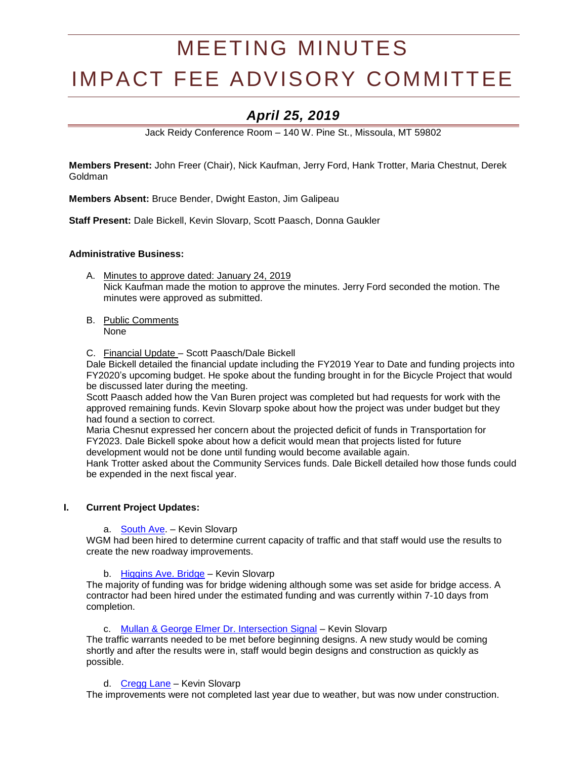# MEETING MINUTES
# IMPACT FEE ADVISORY COMMITTEE

## *April 25, 2019*

Jack Reidy Conference Room – 140 W. Pine St., Missoula, MT 59802

**Members Present:** John Freer (Chair), Nick Kaufman, Jerry Ford, Hank Trotter, Maria Chestnut, Derek Goldman

**Members Absent:** Bruce Bender, Dwight Easton, Jim Galipeau

**Staff Present:** Dale Bickell, Kevin Slovarp, Scott Paasch, Donna Gaukler

**Administrative Business:**

A. Minutes to approve dated: January 24, 2019
Nick Kaufman made the motion to approve the minutes. Jerry Ford seconded the motion. The minutes were approved as submitted.

B. Public Comments
None

C. Financial Update – Scott Paasch/Dale Bickell

Dale Bickell detailed the financial update including the FY2019 Year to Date and funding projects into FY2020's upcoming budget. He spoke about the funding brought in for the Bicycle Project that would be discussed later during the meeting.

Scott Paasch added how the Van Buren project was completed but had requests for work with the approved remaining funds. Kevin Slovarp spoke about how the project was under budget but they had found a section to correct.

Maria Chesnut expressed her concern about the projected deficit of funds in Transportation for FY2023. Dale Bickell spoke about how a deficit would mean that projects listed for future development would not be done until funding would become available again.

Hank Trotter asked about the Community Services funds. Dale Bickell detailed how those funds could be expended in the next fiscal year.

**I. Current Project Updates:**

a. South Ave. – Kevin Slovarp

WGM had been hired to determine current capacity of traffic and that staff would use the results to create the new roadway improvements.

b. Higgins Ave. Bridge – Kevin Slovarp

The majority of funding was for bridge widening although some was set aside for bridge access. A contractor had been hired under the estimated funding and was currently within 7-10 days from completion.

c. Mullan & George Elmer Dr. Intersection Signal – Kevin Slovarp

The traffic warrants needed to be met before beginning designs. A new study would be coming shortly and after the results were in, staff would begin designs and construction as quickly as possible.

d. Cregg Lane – Kevin Slovarp

The improvements were not completed last year due to weather, but was now under construction.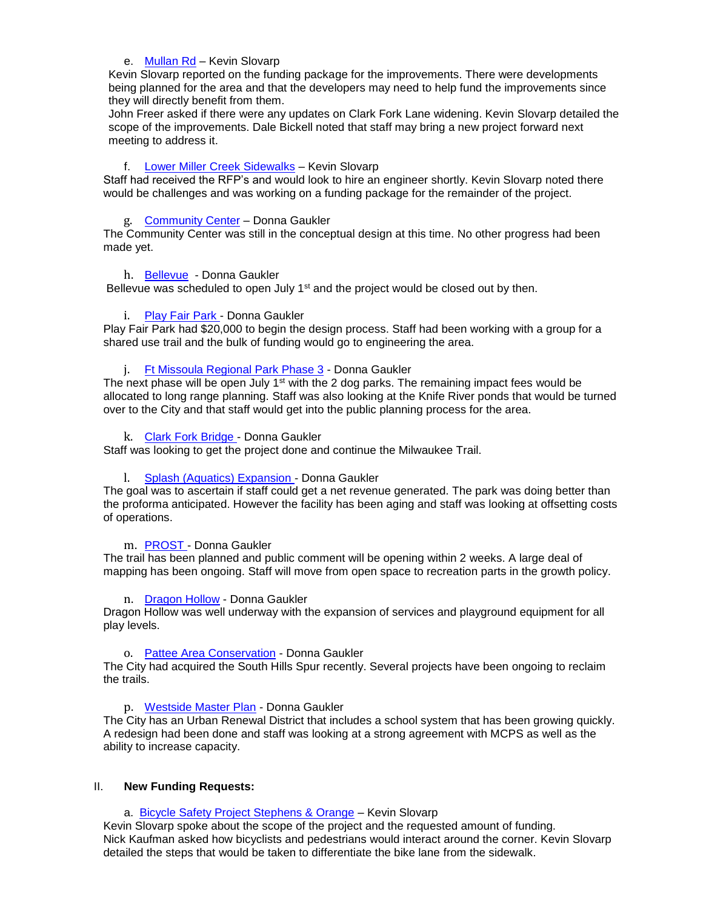e. Mullan Rd – Kevin Slovarp

Kevin Slovarp reported on the funding package for the improvements. There were developments being planned for the area and that the developers may need to help fund the improvements since they will directly benefit from them.

John Freer asked if there were any updates on Clark Fork Lane widening. Kevin Slovarp detailed the scope of the improvements. Dale Bickell noted that staff may bring a new project forward next meeting to address it.

f. Lower Miller Creek Sidewalks – Kevin Slovarp

Staff had received the RFP's and would look to hire an engineer shortly. Kevin Slovarp noted there would be challenges and was working on a funding package for the remainder of the project.

g. Community Center – Donna Gaukler

The Community Center was still in the conceptual design at this time. No other progress had been made yet.

h. Bellevue - Donna Gaukler

Bellevue was scheduled to open July 1st and the project would be closed out by then.

i. Play Fair Park - Donna Gaukler

Play Fair Park had $20,000 to begin the design process. Staff had been working with a group for a shared use trail and the bulk of funding would go to engineering the area.

j. Ft Missoula Regional Park Phase 3 - Donna Gaukler

The next phase will be open July 1st with the 2 dog parks. The remaining impact fees would be allocated to long range planning. Staff was also looking at the Knife River ponds that would be turned over to the City and that staff would get into the public planning process for the area.

k. Clark Fork Bridge - Donna Gaukler

Staff was looking to get the project done and continue the Milwaukee Trail.

l. Splash (Aquatics) Expansion - Donna Gaukler

The goal was to ascertain if staff could get a net revenue generated. The park was doing better than the proforma anticipated. However the facility has been aging and staff was looking at offsetting costs of operations.

m. PROST - Donna Gaukler

The trail has been planned and public comment will be opening within 2 weeks. A large deal of mapping has been ongoing. Staff will move from open space to recreation parts in the growth policy.

n. Dragon Hollow - Donna Gaukler

Dragon Hollow was well underway with the expansion of services and playground equipment for all play levels.

o. Pattee Area Conservation - Donna Gaukler

The City had acquired the South Hills Spur recently. Several projects have been ongoing to reclaim the trails.

p. Westside Master Plan - Donna Gaukler

The City has an Urban Renewal District that includes a school system that has been growing quickly. A redesign had been done and staff was looking at a strong agreement with MCPS as well as the ability to increase capacity.

II. **New Funding Requests:**

a. Bicycle Safety Project Stephens & Orange – Kevin Slovarp

Kevin Slovarp spoke about the scope of the project and the requested amount of funding.

Nick Kaufman asked how bicyclists and pedestrians would interact around the corner. Kevin Slovarp detailed the steps that would be taken to differentiate the bike lane from the sidewalk.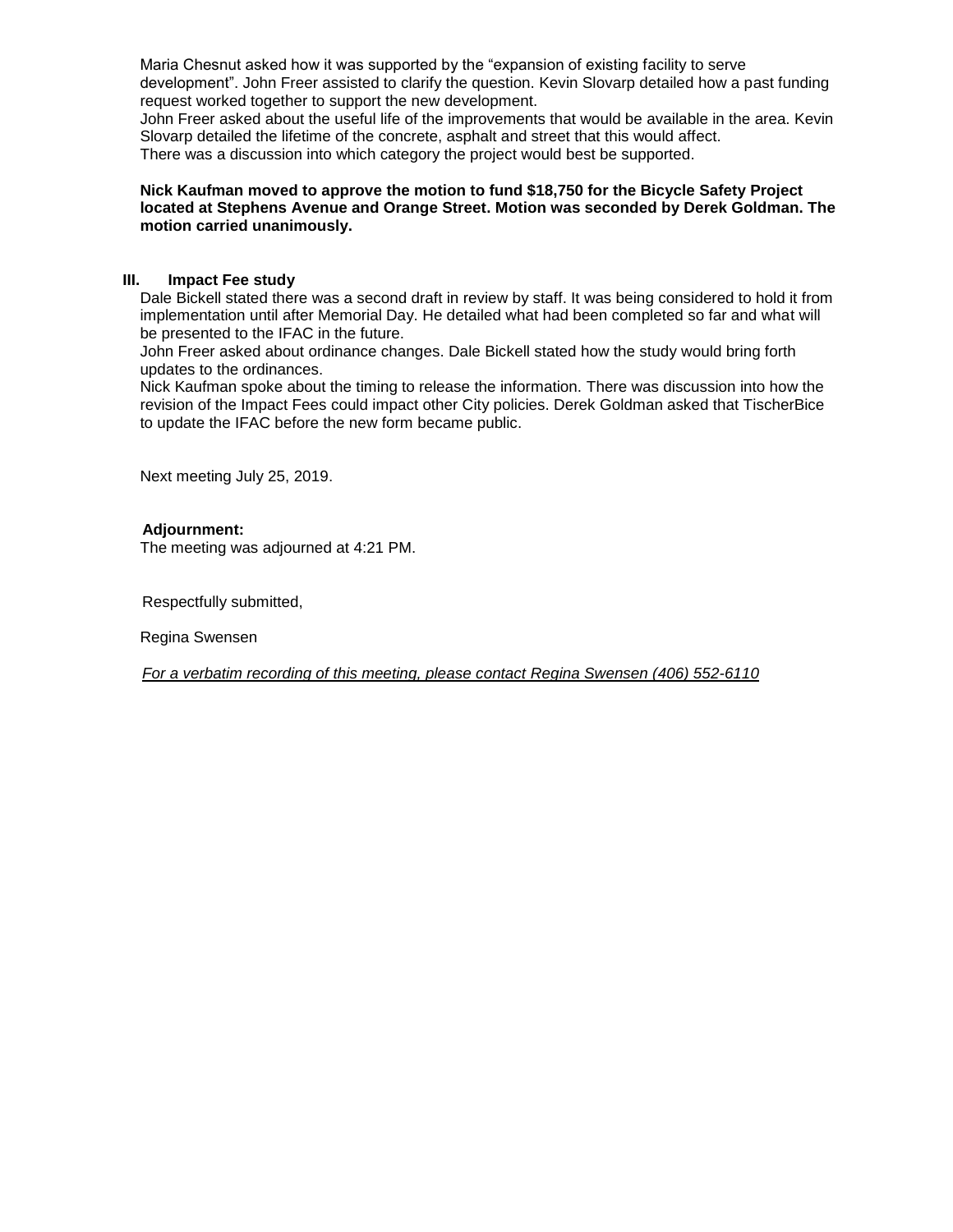Maria Chesnut asked how it was supported by the "expansion of existing facility to serve development". John Freer assisted to clarify the question. Kevin Slovarp detailed how a past funding request worked together to support the new development.
John Freer asked about the useful life of the improvements that would be available in the area. Kevin Slovarp detailed the lifetime of the concrete, asphalt and street that this would affect.
There was a discussion into which category the project would best be supported.

**Nick Kaufman moved to approve the motion to fund $18,750 for the Bicycle Safety Project located at Stephens Avenue and Orange Street. Motion was seconded by Derek Goldman. The motion carried unanimously.**

### III. Impact Fee study

Dale Bickell stated there was a second draft in review by staff. It was being considered to hold it from implementation until after Memorial Day. He detailed what had been completed so far and what will be presented to the IFAC in the future.
John Freer asked about ordinance changes. Dale Bickell stated how the study would bring forth updates to the ordinances.
Nick Kaufman spoke about the timing to release the information. There was discussion into how the revision of the Impact Fees could impact other City policies. Derek Goldman asked that TischerBice to update the IFAC before the new form became public.

Next meeting July 25, 2019.

**Adjournment:**
The meeting was adjourned at 4:21 PM.

Respectfully submitted,

Regina Swensen

*For a verbatim recording of this meeting, please contact Regina Swensen (406) 552-6110*